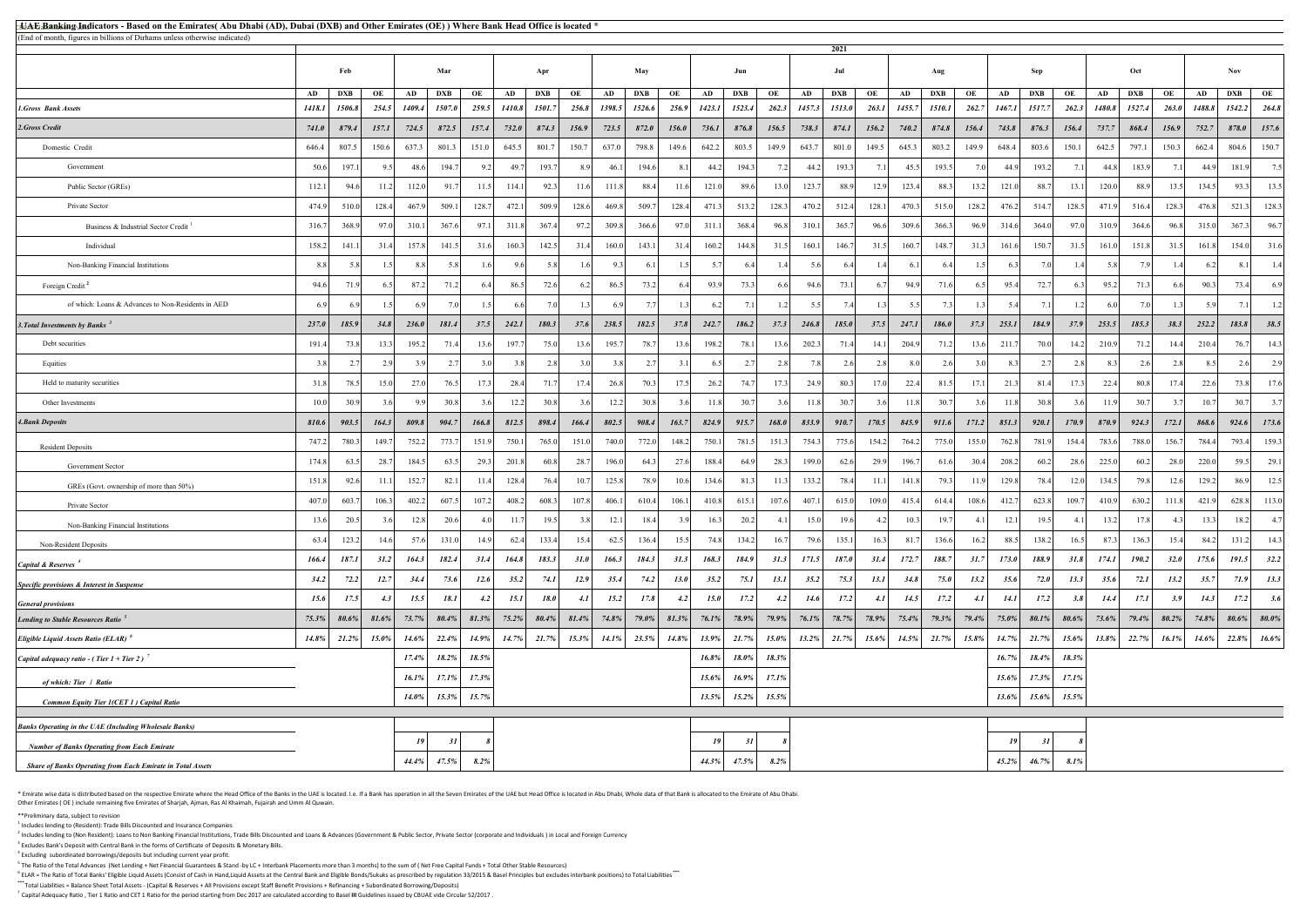# UAE Banking Indicators - Based on the Emirates( Abu Dhabi (AD), Dubai (DXB) and Other Emirates (OE) ) Where Bank Head Office is located *

(End of month, figures in billions of Dirhams unless otherwise indicated)

| | 2021 | | | | | | | | | | | | | | | | | | | | | | | | | | | | | |
|---|---|---|---|---|---|---|---|---|---|---|---|---|---|---|---|---|---|---|---|---|---|---|---|---|---|---|---|---|---|---|
| | Feb | | | Mar | | | Apr | | | May | | | Jun | | | Jul | | | Aug | | | Sep | | | Oct | | | Nov | | |
| | AD | DXB | OE | AD | DXB | OE | AD | DXB | OE | AD | DXB | OE | AD | DXB | OE | AD | DXB | OE | AD | DXB | OE | AD | DXB | OE | AD | DXB | OE | AD | DXB | OE |
| ***1.Gross Bank Assets*** | *1418.1* | *1506.8* | *254.5* | *1409.4* | *1507.0* | *259.5* | *1410.8* | *1501.7* | *256.8* | *1398.5* | *1526.6* | *256.9* | *1423.1* | *1523.4* | *262.3* | *1457.3* | *1513.0* | *263.1* | *1455.7* | *1510.1* | *262.7* | *1467.1* | *1517.7* | *262.3* | *1480.8* | *1527.4* | *263.0* | *1488.8* | *1542.2* | *264.8* |
| ***2.Gross Credit*** | *741.0* | *879.4* | *157.1* | *724.5* | *872.5* | *157.4* | *732.0* | *874.3* | *156.9* | *723.5* | *872.0* | *156.0* | *736.1* | *876.8* | *156.5* | *738.3* | *874.1* | *156.2* | *740.2* | *874.8* | *156.4* | *743.8* | *876.3* | *156.4* | *737.7* | *868.4* | *156.9* | *752.7* | *878.0* | *157.6* |
| Domestic Credit | 646.4 | 807.5 | 150.6 | 637.3 | 801.3 | 151.0 | 645.5 | 801.7 | 150.7 | 637.0 | 798.8 | 149.6 | 642.2 | 803.5 | 149.9 | 643.7 | 801.0 | 149.5 | 645.3 | 803.2 | 149.9 | 648.4 | 803.6 | 150.1 | 642.5 | 797.1 | 150.3 | 662.4 | 804.6 | 150.7 |
| Government | 50.6 | 197.1 | 9.5 | 48.6 | 194.7 | 9.2 | 49.7 | 193.7 | 8.9 | 46.1 | 194.6 | 8.1 | 44.2 | 194.3 | 7.2 | 44.2 | 193.3 | 7.1 | 45.5 | 193.5 | 7.0 | 44.9 | 193.2 | 7.1 | 44.8 | 183.9 | 7.1 | 44.9 | 181.9 | 7.5 |
| Public Sector (GREs) | 112.1 | 94.6 | 11.2 | 112.0 | 91.7 | 11.5 | 114.1 | 92.3 | 11.6 | 111.8 | 88.4 | 11.6 | 121.0 | 89.6 | 13.0 | 123.7 | 88.9 | 12.9 | 123.4 | 88.3 | 13.2 | 121.0 | 88.7 | 13.1 | 120.0 | 88.9 | 13.5 | 134.5 | 93.3 | 13.5 |
| Private Sector | 474.9 | 510.0 | 128.4 | 467.9 | 509.1 | 128.7 | 472.1 | 509.9 | 128.6 | 469.8 | 509.7 | 128.4 | 471.3 | 513.2 | 128.3 | 470.2 | 512.4 | 128.1 | 470.3 | 515.0 | 128.2 | 476.2 | 514.7 | 128.5 | 471.9 | 516.4 | 128.3 | 476.8 | 521.3 | 128.3 |
| Business & Industrial Sector Credit [1] | 316.7 | 368.9 | 97.0 | 310.1 | 367.6 | 97.1 | 311.8 | 367.4 | 97.2 | 309.8 | 366.6 | 97.0 | 311.1 | 368.4 | 96.8 | 310.1 | 365.7 | 96.6 | 309.6 | 366.3 | 96.9 | 314.6 | 364.0 | 97.0 | 310.9 | 364.6 | 96.8 | 315.0 | 367.3 | 96.7 |
| Individual | 158.2 | 141.1 | 31.4 | 157.8 | 141.5 | 31.6 | 160.3 | 142.5 | 31.4 | 160.0 | 143.1 | 31.4 | 160.2 | 144.8 | 31.5 | 160.1 | 146.7 | 31.5 | 160.7 | 148.7 | 31.3 | 161.6 | 150.7 | 31.5 | 161.0 | 151.8 | 31.5 | 161.8 | 154.0 | 31.6 |
| Non-Banking Financial Institutions | 8.8 | 5.8 | 1.5 | 8.8 | 5.8 | 1.6 | 9.6 | 5.8 | 1.6 | 9.3 | 6.1 | 1.5 | 5.7 | 6.4 | 1.4 | 5.6 | 6.4 | 1.4 | 6.1 | 6.4 | 1.5 | 6.3 | 7.0 | 1.4 | 5.8 | 7.9 | 1.4 | 6.2 | 8.1 | 1.4 |
| Foreign Credit [2] | 94.6 | 71.9 | 6.5 | 87.2 | 71.2 | 6.4 | 86.5 | 72.6 | 6.2 | 86.5 | 73.2 | 6.4 | 93.9 | 73.3 | 6.6 | 94.6 | 73.1 | 6.7 | 94.9 | 71.6 | 6.5 | 95.4 | 72.7 | 6.3 | 95.2 | 71.3 | 6.6 | 90.3 | 73.4 | 6.9 |
| of which: Loans & Advances to Non-Residents in AED | 6.9 | 6.9 | 1.5 | 6.9 | 7.0 | 1.5 | 6.6 | 7.0 | 1.3 | 6.9 | 7.7 | 1.3 | 6.2 | 7.1 | 1.2 | 5.5 | 7.4 | 1.3 | 5.5 | 7.3 | 1.3 | 5.4 | 7.1 | 1.2 | 6.0 | 7.0 | 1.3 | 5.9 | 7.1 | 1.2 |
| ***3.Total Investments by Banks [3]*** | *237.0* | *185.9* | *34.8* | *236.0* | *181.4* | *37.5* | *242.1* | *180.3* | *37.6* | *238.5* | *182.5* | *37.8* | *242.7* | *186.2* | *37.3* | *246.8* | *185.0* | *37.5* | *247.1* | *186.0* | *37.3* | *253.1* | *184.9* | *37.9* | *253.5* | *185.3* | *38.3* | *252.2* | *183.8* | *38.5* |
| Debt securities | 191.4 | 73.8 | 13.3 | 195.2 | 71.4 | 13.6 | 197.7 | 75.0 | 13.6 | 195.7 | 78.7 | 13.6 | 198.2 | 78.1 | 13.6 | 202.3 | 71.4 | 14.1 | 204.9 | 71.2 | 13.6 | 211.7 | 70.0 | 14.2 | 210.9 | 71.2 | 14.4 | 210.4 | 76.7 | 14.3 |
| Equities | 3.8 | 2.7 | 2.9 | 3.9 | 2.7 | 3.0 | 3.8 | 2.8 | 3.0 | 3.8 | 2.7 | 3.1 | 6.5 | 2.7 | 2.8 | 7.8 | 2.6 | 2.8 | 8.0 | 2.6 | 3.0 | 8.3 | 2.7 | 2.8 | 8.3 | 2.6 | 2.8 | 8.5 | 2.6 | 2.9 |
| Held to maturity securities | 31.8 | 78.5 | 15.0 | 27.0 | 76.5 | 17.3 | 28.4 | 71.7 | 17.4 | 26.8 | 70.3 | 17.5 | 26.2 | 74.7 | 17.3 | 24.9 | 80.3 | 17.0 | 22.4 | 81.5 | 17.1 | 21.3 | 81.4 | 17.3 | 22.4 | 80.8 | 17.4 | 22.6 | 73.8 | 17.6 |
| Other Investments | 10.0 | 30.9 | 3.6 | 9.9 | 30.8 | 3.6 | 12.2 | 30.8 | 3.6 | 12.2 | 30.8 | 3.6 | 11.8 | 30.7 | 3.6 | 11.8 | 30.7 | 3.6 | 11.8 | 30.7 | 3.6 | 11.8 | 30.8 | 3.6 | 11.9 | 30.7 | 3.7 | 10.7 | 30.7 | 3.7 |
| ***4.Bank Deposits*** | *810.6* | *903.5* | *164.3* | *809.8* | *904.7* | *166.8* | *812.5* | *898.4* | *166.4* | *802.5* | *908.4* | *163.7* | *824.9* | *915.7* | *168.0* | *833.9* | *910.7* | *170.5* | *845.9* | *911.6* | *171.2* | *851.3* | *920.1* | *170.9* | *870.9* | *924.3* | *172.1* | *868.6* | *924.6* | *173.6* |
| Resident Deposits | 747.2 | 780.3 | 149.7 | 752.2 | 773.7 | 151.9 | 750.1 | 765.0 | 151.0 | 740.0 | 772.0 | 148.2 | 750.1 | 781.5 | 151.3 | 754.3 | 775.6 | 154.2 | 764.2 | 775.0 | 155.0 | 762.8 | 781.9 | 154.4 | 783.6 | 788.0 | 156.7 | 784.4 | 793.4 | 159.3 |
| Government Sector | 174.8 | 63.5 | 28.7 | 184.5 | 63.5 | 29.3 | 201.8 | 60.8 | 28.7 | 196.0 | 64.3 | 27.6 | 188.4 | 64.9 | 28.3 | 199.0 | 62.6 | 29.9 | 196.7 | 61.6 | 30.4 | 208.2 | 60.2 | 28.6 | 225.0 | 60.2 | 28.0 | 220.0 | 59.5 | 29.1 |
| GREs (Govt. ownership of more than 50%) | 151.8 | 92.6 | 11.1 | 152.7 | 82.1 | 11.4 | 128.4 | 76.4 | 10.7 | 125.8 | 78.9 | 10.6 | 134.6 | 81.3 | 11.3 | 133.2 | 78.4 | 11.1 | 141.8 | 79.3 | 11.9 | 129.8 | 78.4 | 12.0 | 134.5 | 79.8 | 12.6 | 129.2 | 86.9 | 12.5 |
| Private Sector | 407.0 | 603.7 | 106.3 | 402.2 | 607.5 | 107.2 | 408.2 | 608.3 | 107.8 | 406.1 | 610.4 | 106.1 | 410.8 | 615.1 | 107.6 | 407.1 | 615.0 | 109.0 | 415.4 | 614.4 | 108.6 | 412.7 | 623.8 | 109.7 | 410.9 | 630.2 | 111.8 | 421.9 | 628.8 | 113.0 |
| Non-Banking Financial Institutions | 13.6 | 20.5 | 3.6 | 12.8 | 20.6 | 4.0 | 11.7 | 19.5 | 3.8 | 12.1 | 18.4 | 3.9 | 16.3 | 20.2 | 4.1 | 15.0 | 19.6 | 4.2 | 10.3 | 19.7 | 4.1 | 12.1 | 19.5 | 4.1 | 13.2 | 17.8 | 4.3 | 13.3 | 18.2 | 4.7 |
| Non-Resident Deposits | 63.4 | 123.2 | 14.6 | 57.6 | 131.0 | 14.9 | 62.4 | 133.4 | 15.4 | 62.5 | 136.4 | 15.5 | 74.8 | 134.2 | 16.7 | 79.6 | 135.1 | 16.3 | 81.7 | 136.6 | 16.2 | 88.5 | 138.2 | 16.5 | 87.3 | 136.3 | 15.4 | 84.2 | 131.2 | 14.3 |
| ***Capital & Reserves [4]*** | *166.4* | *187.1* | *31.2* | *164.3* | *182.4* | *31.4* | *164.8* | *183.3* | *31.0* | *166.3* | *184.3* | *31.3* | *168.3* | *184.9* | *31.3* | *171.5* | *187.0* | *31.4* | *172.7* | *188.7* | *31.7* | *173.0* | *188.9* | *31.8* | *174.1* | *190.2* | *32.0* | *175.6* | *191.5* | *32.2* |
| ***Specific provisions & Interest in Suspense*** | *34.2* | *72.2* | *12.7* | *34.4* | *73.6* | *12.6* | *35.2* | *74.1* | *12.9* | *35.4* | *74.2* | *13.0* | *35.2* | *75.1* | *13.1* | *35.2* | *75.3* | *13.1* | *34.8* | *75.0* | *13.2* | *35.6* | *72.0* | *13.3* | *35.6* | *72.1* | *13.2* | *35.7* | *71.9* | *13.3* |
| ***General provisions*** | *15.6* | *17.5* | *4.3* | *15.5* | *18.1* | *4.2* | *15.1* | *18.0* | *4.1* | *15.2* | *17.8* | *4.2* | *15.0* | *17.2* | *4.2* | *14.6* | *17.2* | *4.1* | *14.5* | *17.2* | *4.1* | *14.1* | *17.2* | *3.8* | *14.4* | *17.1* | *3.9* | *14.3* | *17.2* | *3.6* |
| ***Lending to Stable Resources Ratio [5]*** | *75.3%* | *80.6%* | *81.6%* | *73.7%* | *80.4%* | *81.3%* | *75.2%* | *80.4%* | *81.4%* | *74.8%* | *79.0%* | *81.3%* | *76.1%* | *78.9%* | *79.9%* | *76.1%* | *78.7%* | *78.9%* | *75.4%* | *79.3%* | *79.4%* | *75.0%* | *80.1%* | *80.6%* | *73.6%* | *79.4%* | *80.2%* | *74.8%* | *80.6%* | *80.0%* |
| ***Eligible Liquid Assets Ratio (ELAR) [6]*** | *14.8%* | *21.2%* | *15.0%* | *14.6%* | *22.4%* | *14.9%* | *14.7%* | *21.7%* | *15.3%* | *14.1%* | *23.5%* | *14.8%* | *13.9%* | *21.7%* | *15.0%* | *13.2%* | *21.7%* | *15.6%* | *14.5%* | *21.7%* | *15.8%* | *14.7%* | *21.7%* | *15.6%* | *13.8%* | *22.7%* | *16.1%* | *14.6%* | *22.8%* | *16.6%* |
| ***Capital adequacy ratio - ( Tier 1 + Tier 2 ) [7]*** | | | | *17.4%* | *18.2%* | *18.5%* | | | | | | | *16.8%* | *18.0%* | *18.3%* | | | | | | | *16.7%* | *18.4%* | *18.3%* | | | | | | |
| ***of which: Tier 1 Ratio*** | | | | *16.1%* | *17.1%* | *17.3%* | | | | | | | *15.6%* | *16.9%* | *17.1%* | | | | | | | *15.6%* | *17.3%* | *17.1%* | | | | | | |
| ***Common Equity Tier 1(CET 1 ) Capital Ratio*** | | | | *14.0%* | *15.3%* | *15.7%* | | | | | | | *13.5%* | *15.2%* | *15.5%* | | | | | | | *13.6%* | *15.6%* | *15.5%* | | | | | | |
| ***Banks Operating in the UAE (Including Wholesale Banks)*** | | | | | | | | | | | | | | | | | | | | | | | | | | | | | | |
| ***Number of Banks Operating from Each Emirate*** | | | | *19* | *31* | *8* | | | | | | | *19* | *31* | *8* | | | | | | | *19* | *31* | *8* | | | | | | |
| ***Share of Banks Operating from Each Emirate in Total Assets*** | | | | *44.4%* | *47.5%* | *8.2%* | | | | | | | *44.3%* | *47.5%* | *8.2%* | | | | | | | *45.2%* | *46.7%* | *8.1%* | | | | | | |

\* Emirate wise data is distributed based on the respective Emirate where the Head Office of the Banks in the UAE is located. I.e. If a Bank has operation in all the Seven Emirates of the UAE but Head Office is located in Abu Dhabi, Whole data of that Bank is allocated to the Emirate of Abu Dhabi.
Other Emirates ( OE ) include remaining five Emirates of Sharjah, Ajman, Ras Al Khaimah, Fujairah and Umm Al Quwain.

\*\*Preliminary data, subject to revision

[1] Includes lending to (Resident): Trade Bills Discounted and Insurance Companies

[2] Includes lending to (Non Resident): Loans to Non Banking Financial Institutions, Trade Bills Discounted and Loans & Advances (Government & Public Sector, Private Sector (corporate and Individuals ) in Local and Foreign Currency

[3] Excludes Bank's Deposit with Central Bank in the forms of Certificate of Deposits & Monetary Bills.

[4] Excluding subordinated borrowings/deposits but including current year profit.

[5] The Ratio of the Total Advances (Net Lending + Net Financial Guarantees & Stand -by LC + Interbank Placements more than 3 months) to the sum of ( Net Free Capital Funds + Total Other Stable Resources)

[6] ELAR = The Ratio of Total Banks' Eligible Liquid Assets (Consist of Cash in Hand,Liquid Assets at the Central Bank and Eligible Bonds/Sukuks as prescribed by regulation 33/2015 & Basel Principles but excludes interbank positions) to Total Liabilities \*\*\*

\*\*\* Total Liabilities = Balance Sheet Total Assets - (Capital & Reserves + All Provisions except Staff Benefit Provisions + Refinancing + Subordinated Borrowing/Deposits)

[7] Capital Adequacy Ratio , Tier 1 Ratio and CET 1 Ratio for the period starting from Dec 2017 are calculated according to Basel III Guidelines issued by CBUAE vide Circular 52/2017 .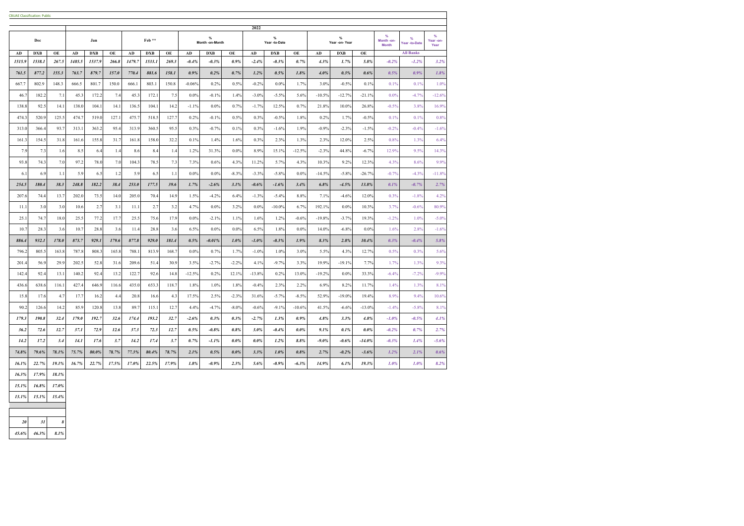CBUAE Classification: Public

| 2022 | | | | | | | | | | | | | | | | | | | | | | | | |
|---|---|---|---|---|---|---|---|---|---|---|---|---|---|---|---|---|---|---|---|---|---|---|---|---|
| Dec | | | Jan | | | Feb ** | | | % Month -on-Month | | | % Year -to-Date | | | % Year -on- Year | | | % Month -on-Month | % Year -to-Date | % Year -on-Year |
| AD | DXB | OE | AD | DXB | OE | AD | DXB | OE | AD | DXB | OE | AD | DXB | OE | AD | DXB | OE | All Banks | | |
| *1515.9* | *1538.1* | *267.5* | *1485.5* | *1537.9* | *266.8* | *1479.7* | *1533.1* | *269.3* | *-0.4%* | *-0.3%* | *0.9%* | *-2.4%* | *-0.3%* | *0.7%* | *4.3%* | *1.7%* | *5.8%* | *-0.2%* | *-1.2%* | *3.2%* |
| *761.5* | *877.2* | *155.3* | *763.7* | *879.7* | *157.0* | *770.4* | *881.6* | *158.1* | *0.9%* | *0.2%* | *0.7%* | *1.2%* | *0.5%* | *1.8%* | *4.0%* | *0.3%* | *0.6%* | *0.5%* | *0.9%* | *1.8%* |
| 667.7 | 802.9 | 148.3 | 666.5 | 801.7 | 150.0 | 666.1 | 803.1 | 150.8 | -0.06% | 0.2% | 0.5% | -0.2% | 0.0% | 1.7% | 3.0% | -0.5% | 0.1% | 0.1% | 0.1% | 1.0% |
| 46.7 | 182.2 | 7.1 | 45.3 | 172.2 | 7.4 | 45.3 | 172.1 | 7.5 | 0.0% | -0.1% | 1.4% | -3.0% | -5.5% | 5.6% | -10.5% | -12.7% | -21.1% | 0.0% | -4.7% | -12.6% |
| 138.8 | 92.5 | 14.1 | 138.0 | 104.1 | 14.1 | 136.5 | 104.1 | 14.2 | -1.1% | 0.0% | 0.7% | -1.7% | 12.5% | 0.7% | 21.8% | 10.0% | 26.8% | -0.5% | 3.8% | 16.9% |
| 474.3 | 520.9 | 125.5 | 474.7 | 519.0 | 127.1 | 475.7 | 518.5 | 127.7 | 0.2% | -0.1% | 0.5% | 0.3% | -0.5% | 1.8% | 0.2% | 1.7% | -0.5% | 0.1% | 0.1% | 0.8% |
| 313.0 | 366.4 | 93.7 | 313.1 | 363.2 | 95.4 | 313.9 | 360.5 | 95.5 | 0.3% | -0.7% | 0.1% | 0.3% | -1.6% | 1.9% | -0.9% | -2.3% | -1.5% | -0.2% | -0.4% | -1.6% |
| 161.3 | 154.5 | 31.8 | 161.6 | 155.8 | 31.7 | 161.8 | 158.0 | 32.2 | 0.1% | 1.4% | 1.6% | 0.3% | 2.3% | 1.3% | 2.3% | 12.0% | 2.5% | 0.8% | 1.3% | 6.4% |
| 7.9 | 7.3 | 1.6 | 8.5 | 6.4 | 1.4 | 8.6 | 8.4 | 1.4 | 1.2% | 31.3% | 0.0% | 8.9% | 15.1% | -12.5% | -2.3% | 44.8% | -6.7% | 12.9% | 9.5% | 14.3% |
| 93.8 | 74.3 | 7.0 | 97.2 | 78.0 | 7.0 | 104.3 | 78.5 | 7.3 | 7.3% | 0.6% | 4.3% | 11.2% | 5.7% | 4.3% | 10.3% | 9.2% | 12.3% | 4.3% | 8.6% | 9.9% |
| 6.1 | 6.9 | 1.1 | 5.9 | 6.5 | 1.2 | 5.9 | 6.5 | 1.1 | 0.0% | 0.0% | -8.3% | -3.3% | -5.8% | 0.0% | -14.5% | -5.8% | -26.7% | -0.7% | -4.3% | -11.8% |
| *254.5* | *180.4* | *38.3* | *248.8* | *182.2* | *38.4* | *253.0* | *177.5* | *39.6* | *1.7%* | *-2.6%* | *3.1%* | *-0.6%* | *-1.6%* | *3.4%* | *6.8%* | *-4.5%* | *13.8%* | *0.1%* | *-0.7%* | *2.7%* |
| 207.6 | 74.4 | 13.7 | 202.0 | 73.5 | 14.0 | 205.0 | 70.4 | 14.9 | 1.5% | -4.2% | 6.4% | -1.3% | -5.4% | 8.8% | 7.1% | -4.6% | 12.0% | 0.3% | -1.8% | 4.2% |
| 11.1 | 3.0 | 3.0 | 10.6 | 2.7 | 3.1 | 11.1 | 2.7 | 3.2 | 4.7% | 0.0% | 3.2% | 0.0% | -10.0% | 6.7% | 192.1% | 0.0% | 10.3% | 3.7% | -0.6% | 80.9% |
| 25.1 | 74.7 | 18.0 | 25.5 | 77.2 | 17.7 | 25.5 | 75.6 | 17.9 | 0.0% | -2.1% | 1.1% | 1.6% | 1.2% | -0.6% | -19.8% | -3.7% | 19.3% | -1.2% | 1.0% | -5.0% |
| 10.7 | 28.3 | 3.6 | 10.7 | 28.8 | 3.6 | 11.4 | 28.8 | 3.6 | 6.5% | 0.0% | 0.0% | 6.5% | 1.8% | 0.0% | 14.0% | -6.8% | 0.0% | 1.6% | 2.8% | -1.6% |
| *886.4* | *932.1* | *178.0* | *873.7* | *929.1* | *179.6* | *877.8* | *929.0* | *181.4* | *0.5%* | *-0.01%* | *1.0%* | *-1.0%* | *-0.3%* | *1.9%* | *8.3%* | *2.8%* | *10.4%* | *0.3%* | *-0.4%* | *5.8%* |
| 796.2 | 805.5 | 163.8 | 787.8 | 808.3 | 165.8 | 788.1 | 813.9 | 168.7 | 0.0% | 0.7% | 1.7% | -1.0% | 1.0% | 3.0% | 5.5% | 4.3% | 12.7% | 0.5% | 0.3% | 5.6% |
| 201.4 | 56.9 | 29.9 | 202.5 | 52.8 | 31.6 | 209.6 | 51.4 | 30.9 | 3.5% | -2.7% | -2.2% | 4.1% | -9.7% | 3.3% | 19.9% | -19.1% | 7.7% | 1.7% | 1.3% | 9.3% |
| 142.4 | 92.4 | 13.1 | 140.2 | 92.4 | 13.2 | 122.7 | 92.6 | 14.8 | -12.5% | 0.2% | 12.1% | -13.8% | 0.2% | 13.0% | -19.2% | 0.0% | 33.3% | -6.4% | -7.2% | -9.9% |
| 436.6 | 638.6 | 116.1 | 427.4 | 646.9 | 116.6 | 435.0 | 653.3 | 118.7 | 1.8% | 1.0% | 1.8% | -0.4% | 2.3% | 2.2% | 6.9% | 8.2% | 11.7% | 1.4% | 1.3% | 8.1% |
| 15.8 | 17.6 | 4.7 | 17.7 | 16.2 | 4.4 | 20.8 | 16.6 | 4.3 | 17.5% | 2.5% | -2.3% | 31.6% | -5.7% | -8.5% | 52.9% | -19.0% | 19.4% | 8.9% | 9.4% | 10.6% |
| 90.2 | 126.6 | 14.2 | 85.9 | 120.8 | 13.8 | 89.7 | 115.1 | 12.7 | 4.4% | -4.7% | -8.0% | -0.6% | -9.1% | -10.6% | 41.5% | -6.6% | -13.0% | -1.4% | -5.8% | 8.1% |
| *179.3* | *190.8* | *32.4* | *179.0* | *192.7* | *32.6* | *174.4* | *193.2* | *32.7* | *-2.6%* | *0.3%* | *0.3%* | *-2.7%* | *1.3%* | *0.9%* | *4.8%* | *3.3%* | *4.8%* | *-1.0%* | *-0.5%* | *4.1%* |
| *36.2* | *72.6* | *12.7* | *37.1* | *72.9* | *12.6* | *37.3* | *72.3* | *12.7* | *0.5%* | *-0.8%* | *0.8%* | *3.0%* | *-0.4%* | *0.0%* | *9.1%* | *0.1%* | *0.0%* | *-0.2%* | *0.7%* | *2.7%* |
| *14.2* | *17.2* | *3.4* | *14.1* | *17.6* | *3.7* | *14.2* | *17.4* | *3.7* | *0.7%* | *-1.1%* | *0.0%* | *0.0%* | *1.2%* | *8.8%* | *-9.0%* | *-0.6%* | *-14.0%* | *-0.3%* | *1.4%* | *-5.6%* |
| *74.8%* | *79.6%* | *78.1%* | *75.7%* | *80.0%* | *78.7%* | *77.3%* | *80.4%* | *78.7%* | *2.1%* | *0.5%* | *0.0%* | *3.3%* | *1.0%* | *0.8%* | *2.7%* | *-0.2%* | *-3.6%* | *1.2%* | *2.1%* | *0.6%* |
| *16.1%* | *22.7%* | *19.1%* | *16.7%* | *22.7%* | *17.5%* | *17.0%* | *22.5%* | *17.9%* | *1.8%* | *-0.9%* | *2.3%* | *5.6%* | *-0.9%* | *-6.3%* | *14.9%* | *6.1%* | *19.3%* | *1.0%* | *1.0%* | *8.2%* |
| *16.3%* | *17.9%* | *18.1%* | | | | | | | | | | | | | | | | | | |
| *15.1%* | *16.8%* | *17.0%* | | | | | | | | | | | | | | | | | | |
| *13.1%* | *15.1%* | *15.4%* | | | | | | | | | | | | | | | | | | |
| | | | | | | | | | | | | | | | | | | | | |
| *20* | *31* | *8* | | | | | | | | | | | | | | | | | | |
| *45.6%* | *46.3%* | *8.1%* | | | | | | | | | | | | | | | | | | |